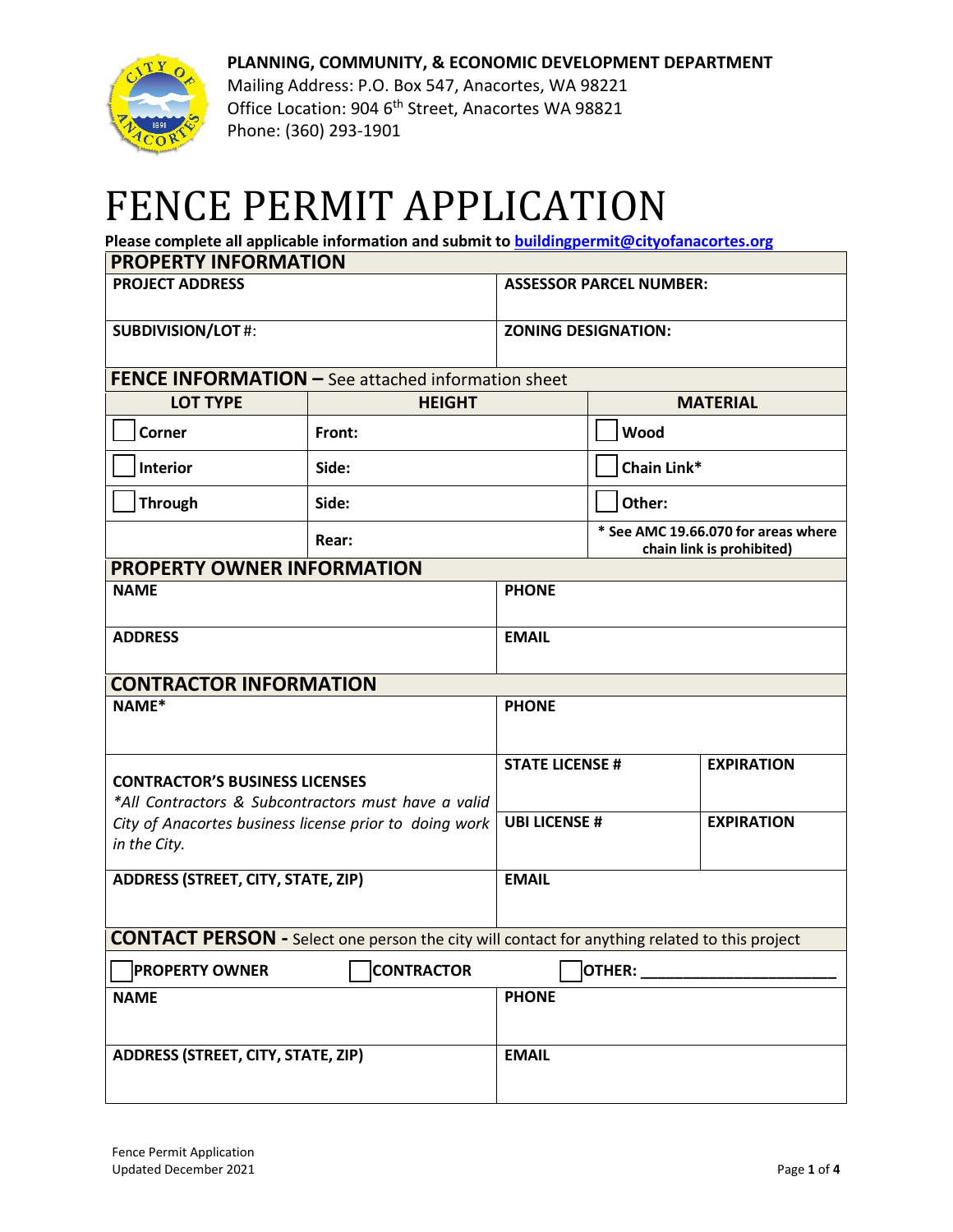**PLANNING, COMMUNITY, & ECONOMIC DEVELOPMENT DEPARTMENT**
Mailing Address: P.O. Box 547, Anacortes, WA 98221
Office Location: 904 6th Street, Anacortes WA 98821
Phone: (360) 293-1901

# FENCE PERMIT APPLICATION

**Please complete all applicable information and submit to buildingpermit@cityofanacortes.org**

## PROPERTY INFORMATION

| | |
|---|---|
| **PROJECT ADDRESS** | **ASSESSOR PARCEL NUMBER:** |
| **SUBDIVISION/LOT #:** | **ZONING DESIGNATION:** |

## FENCE INFORMATION – See attached information sheet

| LOT TYPE | HEIGHT | MATERIAL |
|---|---|---|
| ☐ Corner | Front: | ☐ Wood |
| ☐ Interior | Side: | ☐ Chain Link* |
| ☐ Through | Side: | ☐ Other: |
| | Rear: | * See AMC 19.66.070 for areas where chain link is prohibited) |

## PROPERTY OWNER INFORMATION

| | |
|---|---|
| **NAME** | **PHONE** |
| **ADDRESS** | **EMAIL** |

## CONTRACTOR INFORMATION

| | | |
|---|---|---|
| **NAME*** | **PHONE** | |
| **CONTRACTOR'S BUSINESS LICENSES** *\*All Contractors & Subcontractors must have a valid City of Anacortes business license prior to doing work in the City.* | **STATE LICENSE #** | **EXPIRATION** |
| | **UBI LICENSE #** | **EXPIRATION** |
| **ADDRESS (STREET, CITY, STATE, ZIP)** | **EMAIL** | |

## CONTACT PERSON - Select one person the city will contact for anything related to this project

☐ **PROPERTY OWNER** ☐ **CONTRACTOR** ☐ **OTHER:** ______________________

| | |
|---|---|
| **NAME** | **PHONE** |
| **ADDRESS (STREET, CITY, STATE, ZIP)** | **EMAIL** |

Fence Permit Application
Updated December 2021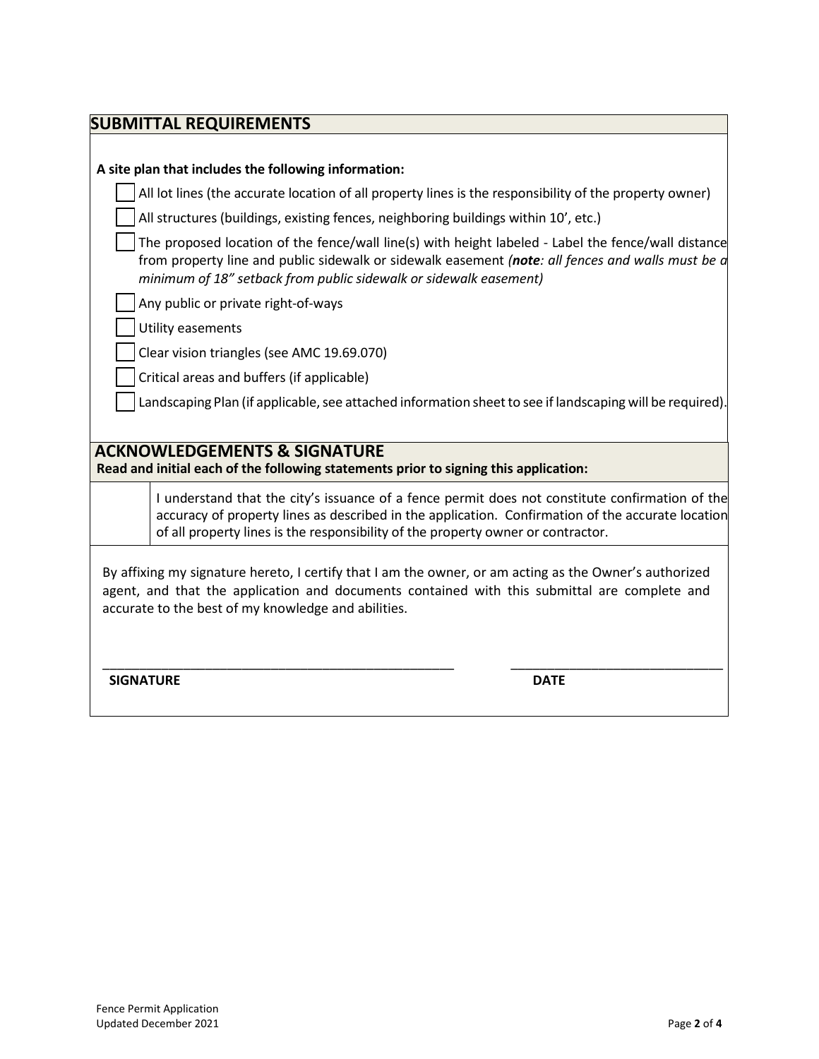## SUBMITTAL REQUIREMENTS

**A site plan that includes the following information:**

- [ ] All lot lines (the accurate location of all property lines is the responsibility of the property owner)
- [ ] All structures (buildings, existing fences, neighboring buildings within 10', etc.)
- [ ] The proposed location of the fence/wall line(s) with height labeled - Label the fence/wall distance from property line and public sidewalk or sidewalk easement *(**note**: all fences and walls must be a minimum of 18" setback from public sidewalk or sidewalk easement)*
- [ ] Any public or private right-of-ways
- [ ] Utility easements
- [ ] Clear vision triangles (see AMC 19.69.070)
- [ ] Critical areas and buffers (if applicable)
- [ ] Landscaping Plan (if applicable, see attached information sheet to see if landscaping will be required).

## ACKNOWLEDGEMENTS & SIGNATURE

**Read and initial each of the following statements prior to signing this application:**

| | |
|---|---|
| | I understand that the city's issuance of a fence permit does not constitute confirmation of the accuracy of property lines as described in the application. Confirmation of the accurate location of all property lines is the responsibility of the property owner or contractor. |

By affixing my signature hereto, I certify that I am the owner, or am acting as the Owner's authorized agent, and that the application and documents contained with this submittal are complete and accurate to the best of my knowledge and abilities.

\_\_\_\_\_\_\_\_\_\_\_\_\_\_\_\_\_\_\_\_\_\_\_\_\_\_\_\_\_\_\_\_\_\_\_\_\_\_\_\_\_\_\_\_\_\_\_\_ &nbsp;&nbsp;&nbsp;&nbsp; \_\_\_\_\_\_\_\_\_\_\_\_\_\_\_\_\_\_\_\_\_\_\_\_\_\_\_\_\_\_

**SIGNATURE** &nbsp;&nbsp;&nbsp;&nbsp;&nbsp;&nbsp;&nbsp;&nbsp;&nbsp;&nbsp;&nbsp;&nbsp;&nbsp;&nbsp;&nbsp;&nbsp;&nbsp;&nbsp;&nbsp;&nbsp;&nbsp;&nbsp;&nbsp;&nbsp;&nbsp;&nbsp;&nbsp;&nbsp;&nbsp;&nbsp;&nbsp;&nbsp;&nbsp;&nbsp;&nbsp;&nbsp;&nbsp;&nbsp;&nbsp;&nbsp; **DATE**

Fence Permit Application
Updated December 2021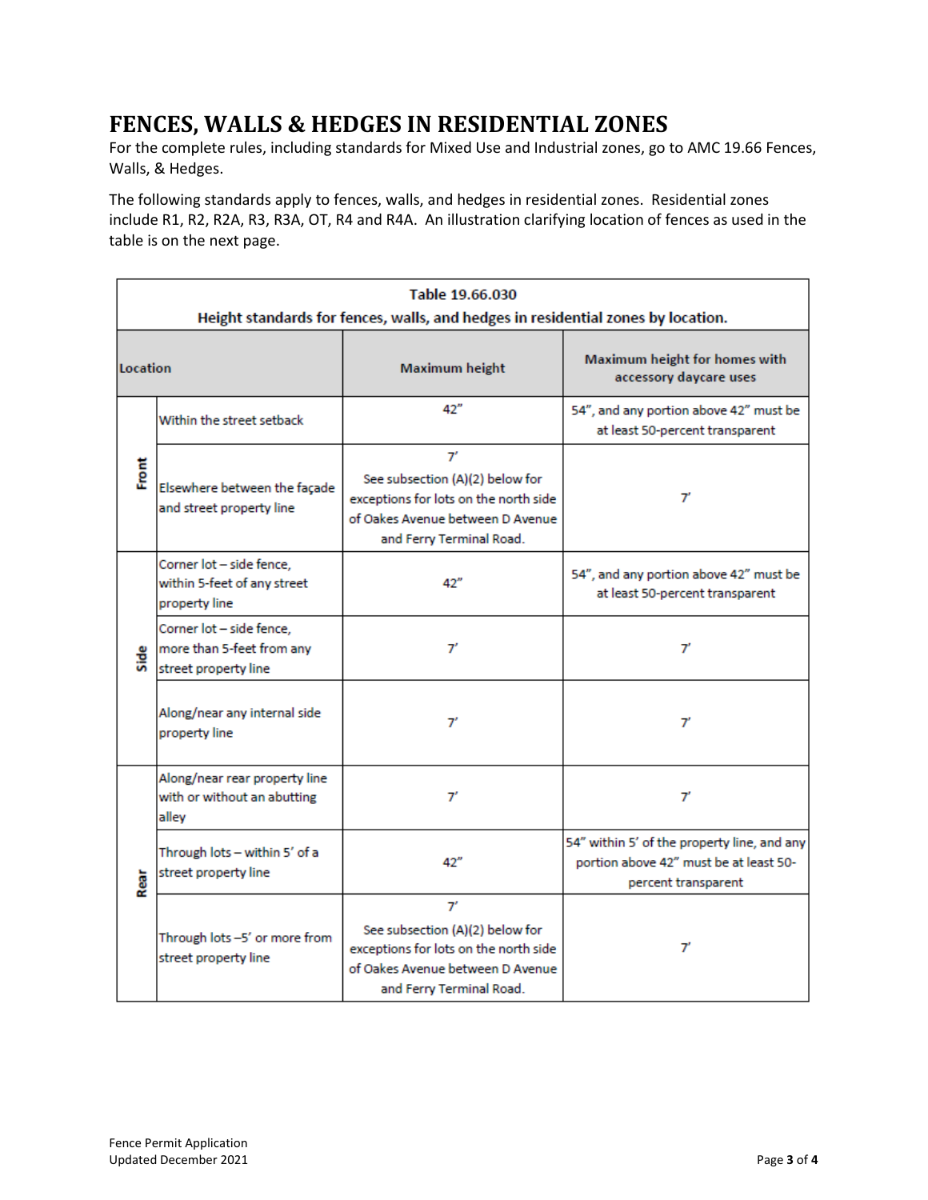# FENCES, WALLS & HEDGES IN RESIDENTIAL ZONES

For the complete rules, including standards for Mixed Use and Industrial zones, go to AMC 19.66 Fences, Walls, & Hedges.

The following standards apply to fences, walls, and hedges in residential zones. Residential zones include R1, R2, R2A, R3, R3A, OT, R4 and R4A. An illustration clarifying location of fences as used in the table is on the next page.

**Table 19.66.030**
**Height standards for fences, walls, and hedges in residential zones by location.**

| Location | | Maximum height | Maximum height for homes with accessory daycare uses |
|---|---|---|---|
| Front | Within the street setback | 42" | 54", and any portion above 42" must be at least 50-percent transparent |
| | Elsewhere between the façade and street property line | 7' See subsection (A)(2) below for exceptions for lots on the north side of Oakes Avenue between D Avenue and Ferry Terminal Road. | 7' |
| Side | Corner lot – side fence, within 5-feet of any street property line | 42" | 54", and any portion above 42" must be at least 50-percent transparent |
| | Corner lot – side fence, more than 5-feet from any street property line | 7' | 7' |
| | Along/near any internal side property line | 7' | 7' |
| Rear | Along/near rear property line with or without an abutting alley | 7' | 7' |
| | Through lots – within 5' of a street property line | 42" | 54" within 5' of the property line, and any portion above 42" must be at least 50-percent transparent |
| | Through lots –5' or more from street property line | 7' See subsection (A)(2) below for exceptions for lots on the north side of Oakes Avenue between D Avenue and Ferry Terminal Road. | 7' |

Fence Permit Application
Updated December 2021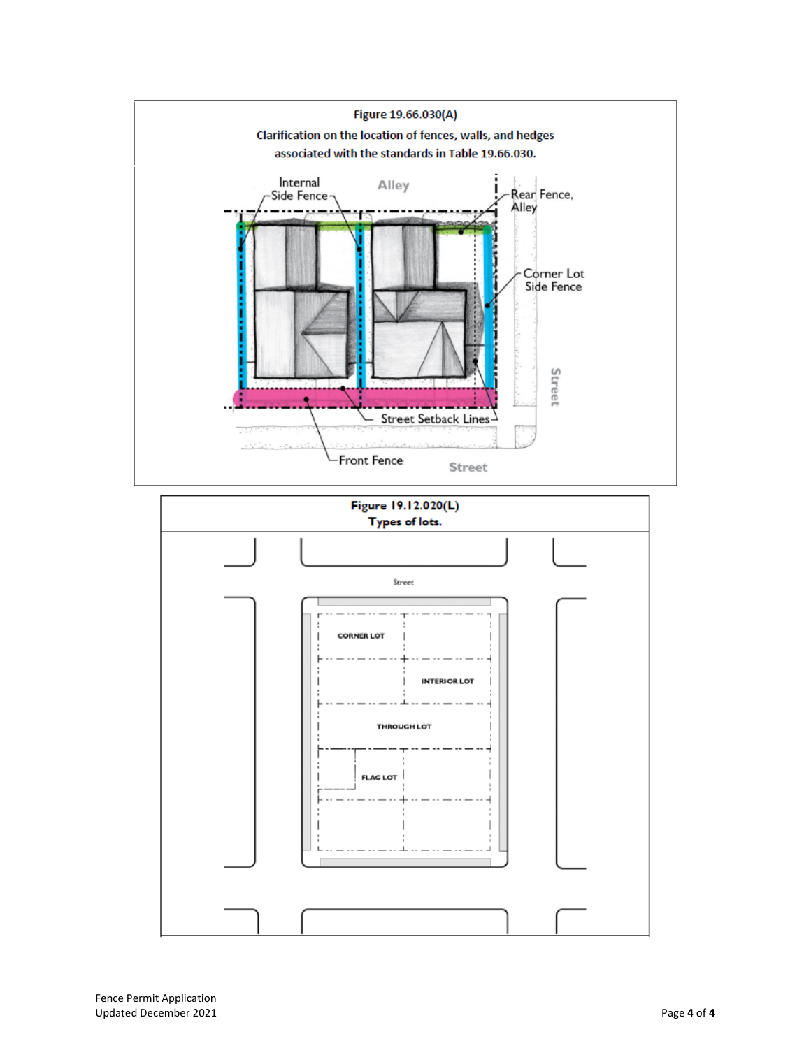**Figure 19.66.030(A)**

**Clarification on the location of fences, walls, and hedges associated with the standards in Table 19.66.030.**

Internal Side Fence

Alley

Rear Fence, Alley

Corner Lot Side Fence

Street

Street Setback Lines

Front Fence

Street

**Figure 19.12.020(L)**
**Types of lots.**

Street

CORNER LOT

INTERIOR LOT

THROUGH LOT

FLAG LOT